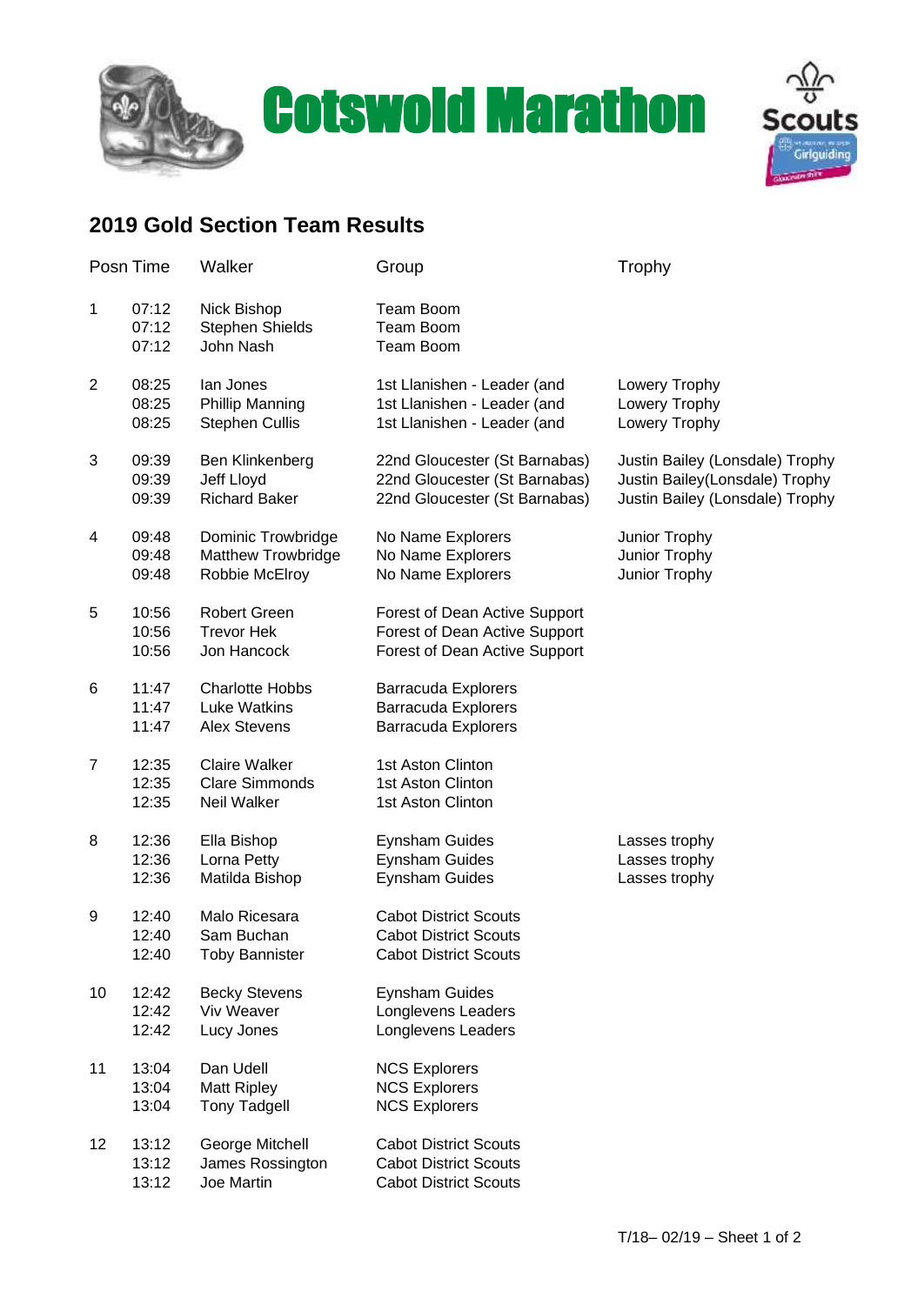# Cotswold Marathon

## 2019 Gold Section Team Results

| Posn | Time | Walker | Group | Trophy |
|---|---|---|---|---|
| 1 | 07:12 | Nick Bishop | Team Boom | |
| | 07:12 | Stephen Shields | Team Boom | |
| | 07:12 | John Nash | Team Boom | |
| 2 | 08:25 | Ian Jones | 1st Llanishen - Leader (and | Lowery Trophy |
| | 08:25 | Phillip Manning | 1st Llanishen - Leader (and | Lowery Trophy |
| | 08:25 | Stephen Cullis | 1st Llanishen - Leader (and | Lowery Trophy |
| 3 | 09:39 | Ben Klinkenberg | 22nd Gloucester (St Barnabas) | Justin Bailey (Lonsdale) Trophy |
| | 09:39 | Jeff Lloyd | 22nd Gloucester (St Barnabas) | Justin Bailey(Lonsdale) Trophy |
| | 09:39 | Richard Baker | 22nd Gloucester (St Barnabas) | Justin Bailey (Lonsdale) Trophy |
| 4 | 09:48 | Dominic Trowbridge | No Name Explorers | Junior Trophy |
| | 09:48 | Matthew Trowbridge | No Name Explorers | Junior Trophy |
| | 09:48 | Robbie McElroy | No Name Explorers | Junior Trophy |
| 5 | 10:56 | Robert Green | Forest of Dean Active Support | |
| | 10:56 | Trevor Hek | Forest of Dean Active Support | |
| | 10:56 | Jon Hancock | Forest of Dean Active Support | |
| 6 | 11:47 | Charlotte Hobbs | Barracuda Explorers | |
| | 11:47 | Luke Watkins | Barracuda Explorers | |
| | 11:47 | Alex Stevens | Barracuda Explorers | |
| 7 | 12:35 | Claire Walker | 1st Aston Clinton | |
| | 12:35 | Clare Simmonds | 1st Aston Clinton | |
| | 12:35 | Neil Walker | 1st Aston Clinton | |
| 8 | 12:36 | Ella Bishop | Eynsham Guides | Lasses trophy |
| | 12:36 | Lorna Petty | Eynsham Guides | Lasses trophy |
| | 12:36 | Matilda Bishop | Eynsham Guides | Lasses trophy |
| 9 | 12:40 | Malo Ricesara | Cabot District Scouts | |
| | 12:40 | Sam Buchan | Cabot District Scouts | |
| | 12:40 | Toby Bannister | Cabot District Scouts | |
| 10 | 12:42 | Becky Stevens | Eynsham Guides | |
| | 12:42 | Viv Weaver | Longlevens Leaders | |
| | 12:42 | Lucy Jones | Longlevens Leaders | |
| 11 | 13:04 | Dan Udell | NCS Explorers | |
| | 13:04 | Matt Ripley | NCS Explorers | |
| | 13:04 | Tony Tadgell | NCS Explorers | |
| 12 | 13:12 | George Mitchell | Cabot District Scouts | |
| | 13:12 | James Rossington | Cabot District Scouts | |
| | 13:12 | Joe Martin | Cabot District Scouts | |

T/18– 02/19 – Sheet 1 of 2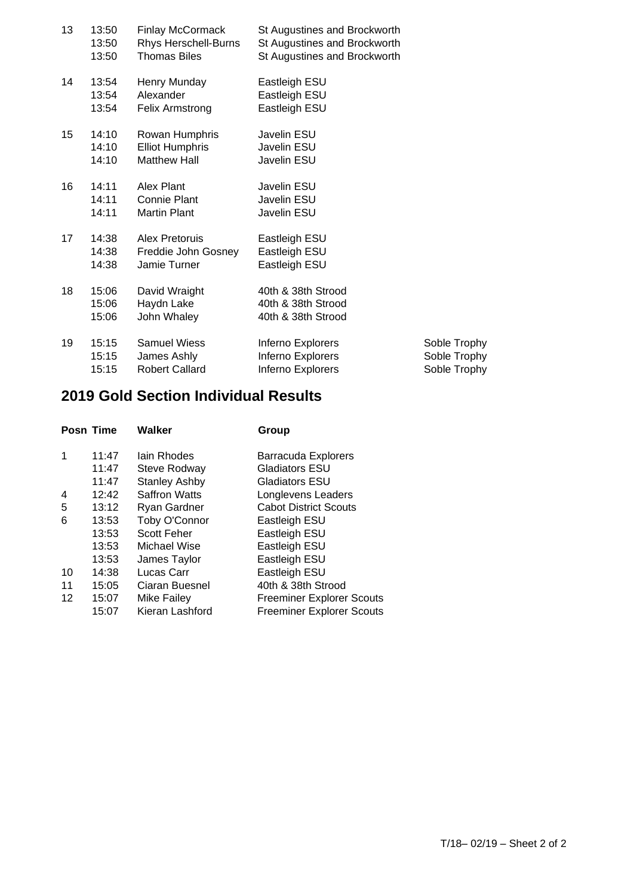| | | | | |
|---|---|---|---|---|
| 13 | 13:50 | Finlay McCormack | St Augustines and Brockworth | |
| | 13:50 | Rhys Herschell-Burns | St Augustines and Brockworth | |
| | 13:50 | Thomas Biles | St Augustines and Brockworth | |
| 14 | 13:54 | Henry Munday | Eastleigh ESU | |
| | 13:54 | Alexander | Eastleigh ESU | |
| | 13:54 | Felix Armstrong | Eastleigh ESU | |
| 15 | 14:10 | Rowan Humphris | Javelin ESU | |
| | 14:10 | Elliot Humphris | Javelin ESU | |
| | 14:10 | Matthew Hall | Javelin ESU | |
| 16 | 14:11 | Alex Plant | Javelin ESU | |
| | 14:11 | Connie Plant | Javelin ESU | |
| | 14:11 | Martin Plant | Javelin ESU | |
| 17 | 14:38 | Alex Pretoruis | Eastleigh ESU | |
| | 14:38 | Freddie John Gosney | Eastleigh ESU | |
| | 14:38 | Jamie Turner | Eastleigh ESU | |
| 18 | 15:06 | David Wraight | 40th & 38th Strood | |
| | 15:06 | Haydn Lake | 40th & 38th Strood | |
| | 15:06 | John Whaley | 40th & 38th Strood | |
| 19 | 15:15 | Samuel Wiess | Inferno Explorers | Soble Trophy |
| | 15:15 | James Ashly | Inferno Explorers | Soble Trophy |
| | 15:15 | Robert Callard | Inferno Explorers | Soble Trophy |

## 2019 Gold Section Individual Results

| Posn | Time | Walker | Group |
|---|---|---|---|
| 1 | 11:47 | Iain Rhodes | Barracuda Explorers |
| | 11:47 | Steve Rodway | Gladiators ESU |
| | 11:47 | Stanley Ashby | Gladiators ESU |
| 4 | 12:42 | Saffron Watts | Longlevens Leaders |
| 5 | 13:12 | Ryan Gardner | Cabot District Scouts |
| 6 | 13:53 | Toby O'Connor | Eastleigh ESU |
| | 13:53 | Scott Feher | Eastleigh ESU |
| | 13:53 | Michael Wise | Eastleigh ESU |
| | 13:53 | James Taylor | Eastleigh ESU |
| 10 | 14:38 | Lucas Carr | Eastleigh ESU |
| 11 | 15:05 | Ciaran Buesnel | 40th & 38th Strood |
| 12 | 15:07 | Mike Failey | Freeminer Explorer Scouts |
| | 15:07 | Kieran Lashford | Freeminer Explorer Scouts |

T/18– 02/19 – Sheet 2 of 2